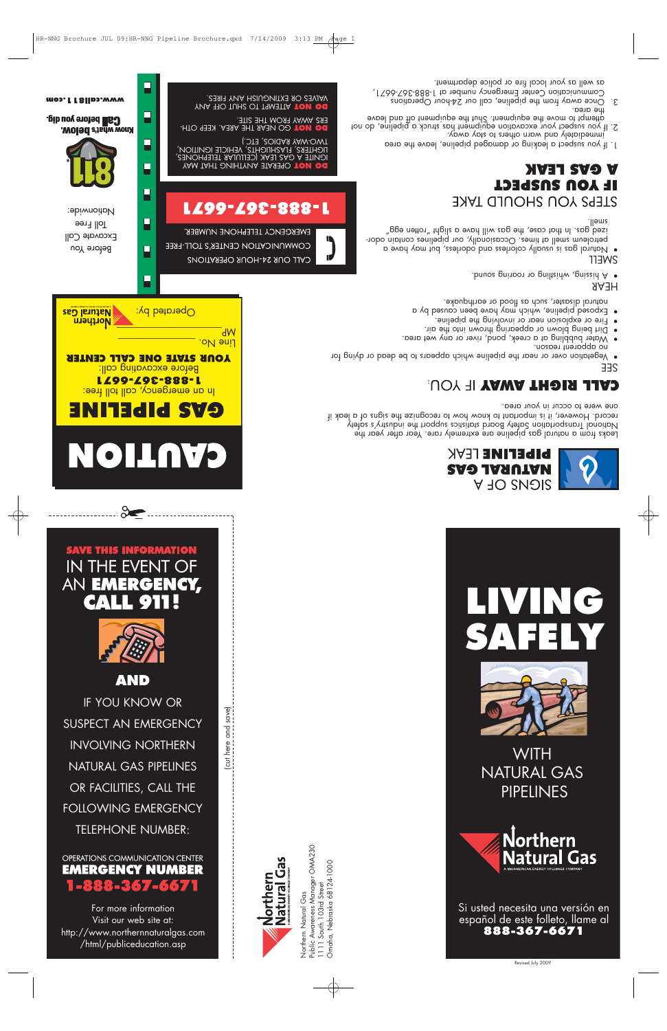# SIGNS OF A NATURAL GAS PIPELINE LEAK

Leaks from a natural gas pipeline are extremely rare. Year after year the National Transportation Safety Board statistics support the industry's safety record. However, it is important to know how to recognize the signs of a leak if one were to occur in your area.

## CALL RIGHT AWAY IF YOU:

### SEE

- Vegetation over or near the pipeline which appears to be dead or dying for no apparent reason.
- Water bubbling at a creek, pond, river or any wet area.
- Dirt being blown or appearing thrown into the air.
- Fire or explosion near or involving the pipeline.
- Exposed pipeline, which may have been caused by a natural disaster, such as flood or earthquake.

### HEAR

- A hissing, whistling or roaring sound.

### SMELL

- Natural gas is usually colorless and odorless, but may have a petroleum smell at times. Occasionally, our pipelines contain odorized gas. In that case, the gas will have a slight "rotten egg" smell.

## STEPS YOU SHOULD TAKE IF YOU SUSPECT A GAS LEAK

1. If you suspect a leaking or damaged pipeline, leave the area immediately and warn others to stay away.
2. If you suspect your excavation equipment has struck a pipeline, do not attempt to move the equipment. Shut the equipment off and leave the area.
3. Once away from the pipeline, call our 24-hour Operations Communication Center Emergency number at 1-888-367-6671, as well as your local fire or police department.

CALL OUR 24-HOUR OPERATIONS COMMUNICATION CENTER'S TOLL-FREE EMERGENCY TELEPHONE NUMBER.

**1-888-367-6671**

**DO NOT** OPERATE ANYTHING THAT MAY IGNITE A GAS LEAK (CELLULAR TELEPHONES, LIGHTERS, FLASHLIGHTS, VEHICLE IGNITION, TWO-WAY RADIOS, ETC.)

**DO NOT** GO NEAR THE AREA. KEEP OTHERS AWAY FROM THE SITE.

**DO NOT** ATTEMPT TO SHUT OFF ANY VALVES OR EXTINGUISH ANY FIRES.

Before You Excavate Call Toll Free Nationwide:

811

Know what's below. Call before you dig.

www.call811.com

# CAUTION

## GAS PIPELINE

In an emergency, call toll free:
1-888-367-6671

Before excavating call:
**YOUR STATE ONE CALL CENTER**

Line No. ____________

MP ____________

Operated by: Northern Natural Gas

---

**SAVE THIS INFORMATION**

IN THE EVENT OF AN **EMERGENCY, CALL 911!**

**AND**

IF YOU KNOW OR SUSPECT AN EMERGENCY INVOLVING NORTHERN NATURAL GAS PIPELINES OR FACILITIES, CALL THE FOLLOWING EMERGENCY TELEPHONE NUMBER:

OPERATIONS COMMUNICATION CENTER
**EMERGENCY NUMBER**
**1-888-367-6671**

For more information
Visit our web site at:
http://www.northernnaturalgas.com/html/publiceducation.asp

(cut here and save)

Northern Natural Gas
A MIDAMERICAN ENERGY HOLDINGS COMPANY

Northern Natural Gas
Public Awareness Manager OMA230
1111 South 103rd Street
Omaha, Nebraska 68124-1000

# LIVING SAFELY

WITH NATURAL GAS PIPELINES

Northern Natural Gas
A MIDAMERICAN ENERGY HOLDINGS COMPANY

Si usted necesita una versión en español de este folleto, llame al
**888-367-6671**

Revised July 2009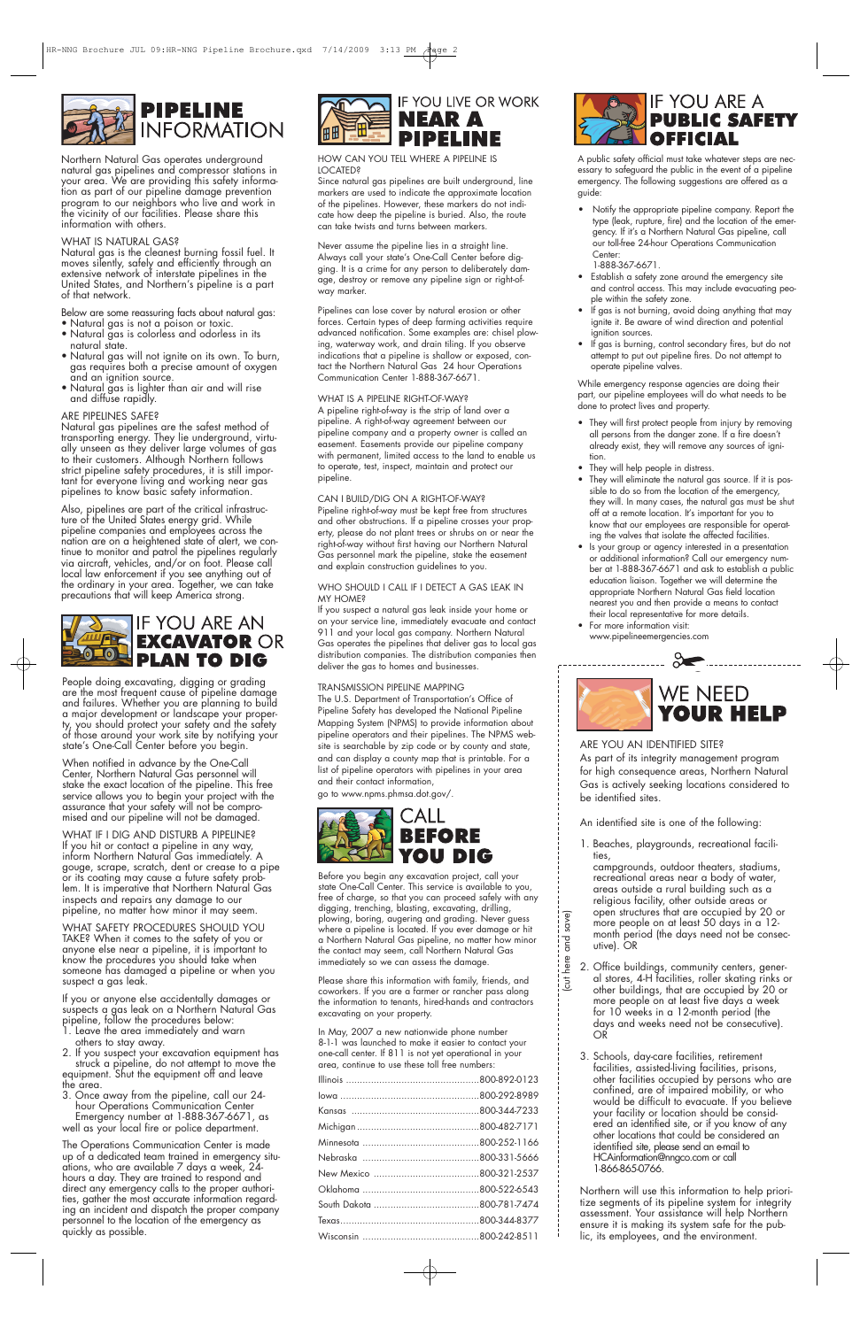# PIPELINE INFORMATION

Northern Natural Gas operates underground natural gas pipelines and compressor stations in your area. We are providing this safety information as part of our pipeline damage prevention program to our neighbors who live and work in the vicinity of our facilities. Please share this information with others.

### WHAT IS NATURAL GAS?

Natural gas is the cleanest burning fossil fuel. It moves silently, safely and efficiently through an extensive network of interstate pipelines in the United States, and Northern's pipeline is a part of that network.

Below are some reassuring facts about natural gas:

- Natural gas is not a poison or toxic.
- Natural gas is colorless and odorless in its natural state.
- Natural gas will not ignite on its own. To burn, gas requires both a precise amount of oxygen and an ignition source.
- Natural gas is lighter than air and will rise and diffuse rapidly.

### ARE PIPELINES SAFE?

Natural gas pipelines are the safest method of transporting energy. They lie underground, virtually unseen as they deliver large volumes of gas to their customers. Although Northern follows strict pipeline safety procedures, it is still important for everyone living and working near gas pipelines to know basic safety information.

Also, pipelines are part of the critical infrastructure of the United States energy grid. While pipeline companies and employees across the nation are on a heightened state of alert, we continue to monitor and patrol the pipelines regularly via aircraft, vehicles, and/or on foot. Please call local law enforcement if you see anything out of the ordinary in your area. Together, we can take precautions that will keep America strong.

# IF YOU ARE AN EXCAVATOR OR PLAN TO DIG

People doing excavating, digging or grading are the most frequent cause of pipeline damage and failures. Whether you are planning to build a major development or landscape your property, you should protect your safety and the safety of those around your work site by notifying your state's One-Call Center before you begin.

When notified in advance by the One-Call Center, Northern Natural Gas personnel will stake the exact location of the pipeline. This free service allows you to begin your project with the assurance that your safety will not be compromised and our pipeline will not be damaged.

### WHAT IF I DIG AND DISTURB A PIPELINE?

If you hit or contact a pipeline in any way, inform Northern Natural Gas immediately. A gouge, scrape, scratch, dent or crease to a pipe or its coating may cause a future safety problem. It is imperative that Northern Natural Gas inspects and repairs any damage to our pipeline, no matter how minor it may seem.

### WHAT SAFETY PROCEDURES SHOULD YOU TAKE?

When it comes to the safety of you or anyone else near a pipeline, it is important to know the procedures you should take when someone has damaged a pipeline or when you suspect a gas leak.

If you or anyone else accidentally damages or suspects a gas leak on a Northern Natural Gas pipeline, follow the procedures below:

1. Leave the area immediately and warn others to stay away.
2. If you suspect your excavation equipment has struck a pipeline, do not attempt to move the equipment. Shut the equipment off and leave the area.
3. Once away from the pipeline, call our 24-hour Operations Communication Center Emergency number at 1-888-367-6671, as well as your local fire or police department.

The Operations Communication Center is made up of a dedicated team trained in emergency situations, who are available 7 days a week, 24-hours a day. They are trained to respond and direct any emergency calls to the proper authorities, gather the most accurate information regarding an incident and dispatch the proper company personnel to the location of the emergency as quickly as possible.

# IF YOU LIVE OR WORK NEAR A PIPELINE

### HOW CAN YOU TELL WHERE A PIPELINE IS LOCATED?

Since natural gas pipelines are built underground, line markers are used to indicate the approximate location of the pipelines. However, these markers do not indicate how deep the pipeline is buried. Also, the route can take twists and turns between markers.

Never assume the pipeline lies in a straight line. Always call your state's One-Call Center before digging. It is a crime for any person to deliberately damage, destroy or remove any pipeline sign or right-of-way marker.

Pipelines can lose cover by natural erosion or other forces. Certain types of deep farming activities require advanced notification. Some examples are: chisel plowing, waterway work, and drain tiling. If you observe indications that a pipeline is shallow or exposed, contact the Northern Natural Gas 24 hour Operations Communication Center 1-888-367-6671.

### WHAT IS A PIPELINE RIGHT-OF-WAY?

A pipeline right-of-way is the strip of land over a pipeline. A right-of-way agreement between our pipeline company and a property owner is called an easement. Easements provide our pipeline company with permanent, limited access to the land to enable us to operate, test, inspect, maintain and protect our pipeline.

### CAN I BUILD/DIG ON A RIGHT-OF-WAY?

Pipeline right-of-way must be kept free from structures and other obstructions. If a pipeline crosses your property, please do not plant trees or shrubs on or near the right-of-way without first having our Northern Natural Gas personnel mark the pipeline, stake the easement and explain construction guidelines to you.

### WHO SHOULD I CALL IF I DETECT A GAS LEAK IN MY HOME?

If you suspect a natural gas leak inside your home or on your service line, immediately evacuate and contact 911 and your local gas company. Northern Natural Gas operates the pipelines that deliver gas to local gas distribution companies. The distribution companies then deliver the gas to homes and businesses.

### TRANSMISSION PIPELINE MAPPING

The U.S. Department of Transportation's Office of Pipeline Safety has developed the National Pipeline Mapping System (NPMS) to provide information about pipeline operators and their pipelines. The NPMS website is searchable by zip code or by county and state, and can display a county map that is printable. For a list of pipeline operators with pipelines in your area and their contact information,
go to www.npms.phmsa.dot.gov/.

# CALL BEFORE YOU DIG

Before you begin any excavation project, call your state One-Call Center. This service is available to you, free of charge, so that you can proceed safely with any digging, trenching, blasting, excavating, drilling, plowing, boring, augering and grading. Never guess where a pipeline is located. If you ever damage or hit a Northern Natural Gas pipeline, no matter how minor the contact may seem, contact Northern Natural Gas immediately so we can assess the damage.

Please share this information with family, friends, and coworkers. If you are a farmer or rancher pass along the information to tenants, hired-hands and contractors excavating on your property.

In May, 2007 a new nationwide phone number 8-1-1 was launched to make it easier to contact your one-call center. If 811 is not yet operational in your area, continue to use these toll free numbers:

| | |
|---|---|
| Illinois | 800-892-0123 |
| Iowa | 800-292-8989 |
| Kansas | 800-344-7233 |
| Michigan | 800-482-7171 |
| Minnesota | 800-252-1166 |
| Nebraska | 800-331-5666 |
| New Mexico | 800-321-2537 |
| Oklahoma | 800-522-6543 |
| South Dakota | 800-781-7474 |
| Texas | 800-344-8377 |
| Wisconsin | 800-242-8511 |

# IF YOU ARE A PUBLIC SAFETY OFFICIAL

A public safety official must take whatever steps are necessary to safeguard the public in the event of a pipeline emergency. The following suggestions are offered as a guide:

- Notify the appropriate pipeline company. Report the type (leak, rupture, fire) and the location of the emergency. If it's a Northern Natural Gas pipeline, call our toll-free 24-hour Operations Communication Center:
  1-888-367-6671.
- Establish a safety zone around the emergency site and control access. This may include evacuating people within the safety zone.
- If gas is not burning, avoid doing anything that may ignite it. Be aware of wind direction and potential ignition sources.
- If gas is burning, control secondary fires, but do not attempt to put out pipeline fires. Do not attempt to operate pipeline valves.

While emergency response agencies are doing their part, our pipeline employees will do what needs to be done to protect lives and property.

- They will first protect people from injury by removing all persons from the danger zone. If a fire doesn't already exist, they will remove any sources of ignition.
- They will help people in distress.
- They will eliminate the natural gas source. If it is possible to do so from the location of the emergency, they will. In many cases, the natural gas must be shut off at a remote location. It's important for you to know that our employees are responsible for operating the valves that isolate the affected facilities.
- Is your group or agency interested in a presentation or additional information? Call our emergency number at 1-888-367-6671 and ask to establish a public education liaison. Together we will determine the appropriate Northern Natural Gas field location nearest you and then provide a means to contact their local representative for more details.
- For more information visit: www.pipelineemergencies.com

(cut here and save)

# WE NEED YOUR HELP

### ARE YOU AN IDENTIFIED SITE?

As part of its integrity management program for high consequence areas, Northern Natural Gas is actively seeking locations considered to be identified sites.

An identified site is one of the following:

1. Beaches, playgrounds, recreational facilities, campgrounds, outdoor theaters, stadiums, recreational areas near a body of water, areas outside a rural building such as a religious facility, other outside areas or open structures that are occupied by 20 or more people on at least 50 days in a 12-month period (the days need not be consecutive). OR
2. Office buildings, community centers, general stores, 4-H facilities, roller skating rinks or other buildings, that are occupied by 20 or more people on at least five days a week for 10 weeks in a 12-month period (the days and weeks need not be consecutive). OR
3. Schools, day-care facilities, retirement facilities, assisted-living facilities, prisons, other facilities occupied by persons who are confined, are of impaired mobility, or who would be difficult to evacuate. If you believe your facility or location should be considered an identified site, or if you know of any other locations that could be considered an identified site, please send an e-mail to HCAinformation@nngco.com or call 1-866-865-0766.

Northern will use this information to help prioritize segments of its pipeline system for integrity assessment. Your assistance will help Northern ensure it is making its system safe for the public, its employees, and the environment.